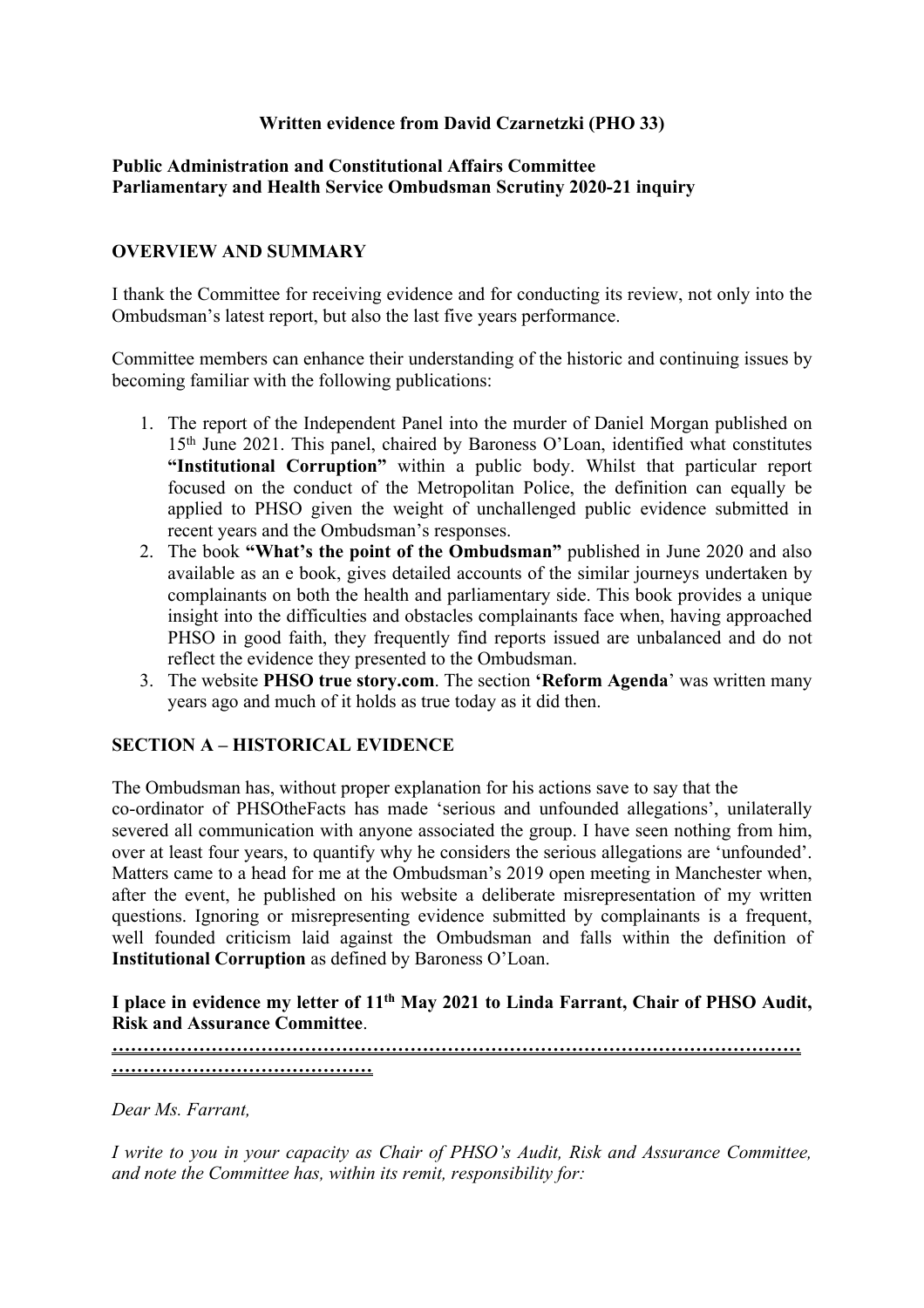**Written evidence from David Czarnetzki (PHO 33)**

**Public Administration and Constitutional Affairs Committee**
**Parliamentary and Health Service Ombudsman Scrutiny 2020-21 inquiry**

## OVERVIEW AND SUMMARY

I thank the Committee for receiving evidence and for conducting its review, not only into the Ombudsman's latest report, but also the last five years performance.

Committee members can enhance their understanding of the historic and continuing issues by becoming familiar with the following publications:

1. The report of the Independent Panel into the murder of Daniel Morgan published on 15th June 2021. This panel, chaired by Baroness O'Loan, identified what constitutes **"Institutional Corruption"** within a public body. Whilst that particular report focused on the conduct of the Metropolitan Police, the definition can equally be applied to PHSO given the weight of unchallenged public evidence submitted in recent years and the Ombudsman's responses.
2. The book **"What's the point of the Ombudsman"** published in June 2020 and also available as an e book, gives detailed accounts of the similar journeys undertaken by complainants on both the health and parliamentary side. This book provides a unique insight into the difficulties and obstacles complainants face when, having approached PHSO in good faith, they frequently find reports issued are unbalanced and do not reflect the evidence they presented to the Ombudsman.
3. The website **PHSO true story.com**. The section **'Reform Agenda'** was written many years ago and much of it holds as true today as it did then.

## SECTION A – HISTORICAL EVIDENCE

The Ombudsman has, without proper explanation for his actions save to say that the co-ordinator of PHSOtheFacts has made 'serious and unfounded allegations', unilaterally severed all communication with anyone associated the group. I have seen nothing from him, over at least four years, to quantify why he considers the serious allegations are 'unfounded'. Matters came to a head for me at the Ombudsman's 2019 open meeting in Manchester when, after the event, he published on his website a deliberate misrepresentation of my written questions. Ignoring or misrepresenting evidence submitted by complainants is a frequent, well founded criticism laid against the Ombudsman and falls within the definition of **Institutional Corruption** as defined by Baroness O'Loan.

**I place in evidence my letter of 11th May 2021 to Linda Farrant, Chair of PHSO Audit, Risk and Assurance Committee**.

**……………………………………………………………………………………………………………………………………**

*Dear Ms. Farrant,*

*I write to you in your capacity as Chair of PHSO's Audit, Risk and Assurance Committee, and note the Committee has, within its remit, responsibility for:*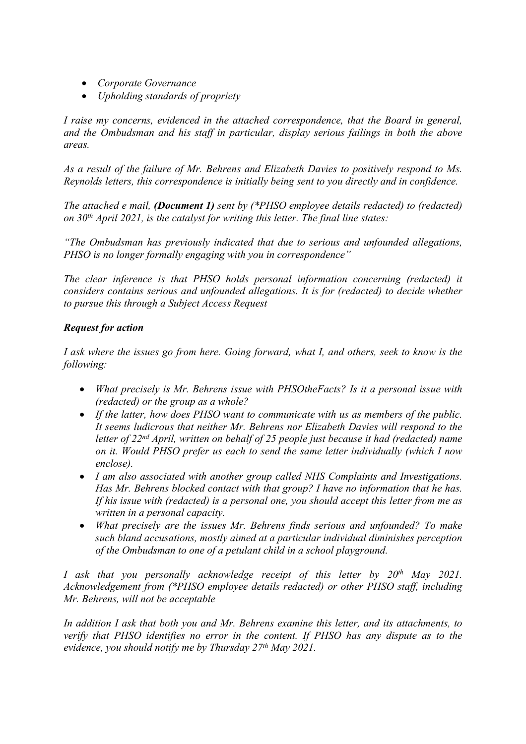- *Corporate Governance*
- *Upholding standards of propriety*

*I raise my concerns, evidenced in the attached correspondence, that the Board in general, and the Ombudsman and his staff in particular, display serious failings in both the above areas.*

*As a result of the failure of Mr. Behrens and Elizabeth Davies to positively respond to Ms. Reynolds letters, this correspondence is initially being sent to you directly and in confidence.*

*The attached e mail, **(Document 1)** sent by (*PHSO employee details redacted) to (redacted) on 30th April 2021, is the catalyst for writing this letter. The final line states:*

*"The Ombudsman has previously indicated that due to serious and unfounded allegations, PHSO is no longer formally engaging with you in correspondence"*

*The clear inference is that PHSO holds personal information concerning (redacted) it considers contains serious and unfounded allegations. It is for (redacted) to decide whether to pursue this through a Subject Access Request*

***Request for action***

*I ask where the issues go from here. Going forward, what I, and others, seek to know is the following:*

- *What precisely is Mr. Behrens issue with PHSOtheFacts? Is it a personal issue with (redacted) or the group as a whole?*
- *If the latter, how does PHSO want to communicate with us as members of the public. It seems ludicrous that neither Mr. Behrens nor Elizabeth Davies will respond to the letter of 22nd April, written on behalf of 25 people just because it had (redacted) name on it. Would PHSO prefer us each to send the same letter individually (which I now enclose).*
- *I am also associated with another group called NHS Complaints and Investigations. Has Mr. Behrens blocked contact with that group? I have no information that he has. If his issue with (redacted) is a personal one, you should accept this letter from me as written in a personal capacity.*
- *What precisely are the issues Mr. Behrens finds serious and unfounded? To make such bland accusations, mostly aimed at a particular individual diminishes perception of the Ombudsman to one of a petulant child in a school playground.*

*I ask that you personally acknowledge receipt of this letter by 20th May 2021. Acknowledgement from (*PHSO employee details redacted) or other PHSO staff, including Mr. Behrens, will not be acceptable*

*In addition I ask that both you and Mr. Behrens examine this letter, and its attachments, to verify that PHSO identifies no error in the content. If PHSO has any dispute as to the evidence, you should notify me by Thursday 27th May 2021.*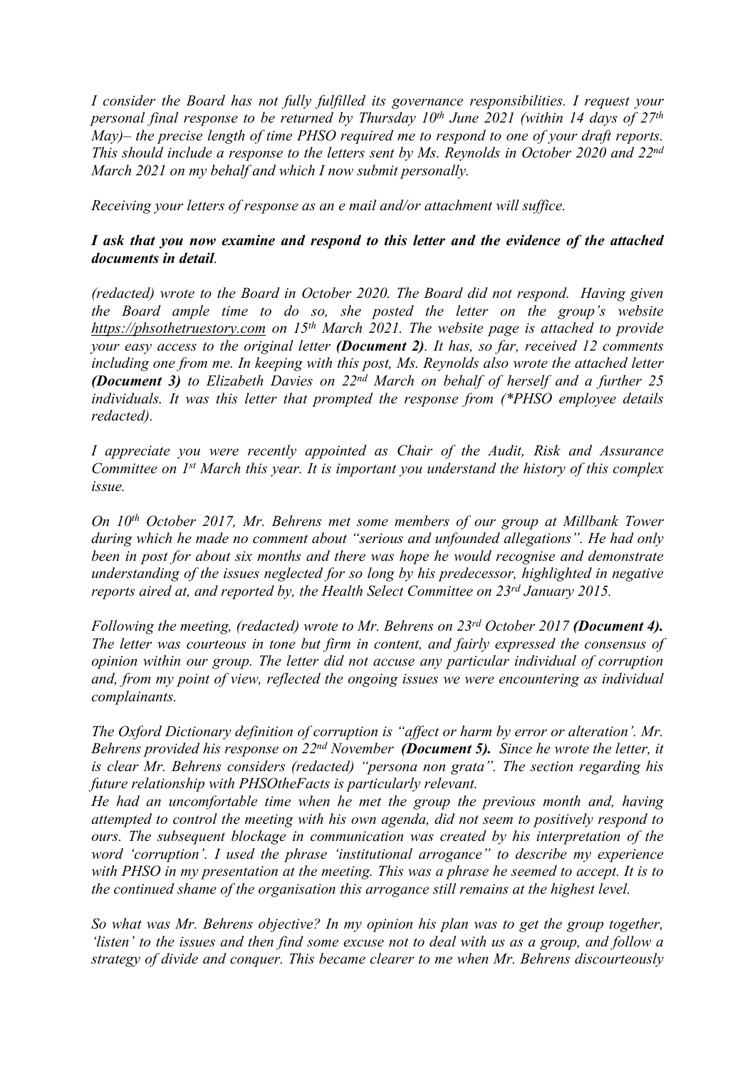*I consider the Board has not fully fulfilled its governance responsibilities. I request your personal final response to be returned by Thursday 10th June 2021 (within 14 days of 27th May)– the precise length of time PHSO required me to respond to one of your draft reports. This should include a response to the letters sent by Ms. Reynolds in October 2020 and 22nd March 2021 on my behalf and which I now submit personally.*

*Receiving your letters of response as an e mail and/or attachment will suffice.*

***I ask that you now examine and respond to this letter and the evidence of the attached documents in detail.***

*(redacted) wrote to the Board in October 2020. The Board did not respond. Having given the Board ample time to do so, she posted the letter on the group's website https://phsothetruestory.com on 15th March 2021. The website page is attached to provide your easy access to the original letter **(Document 2)**. It has, so far, received 12 comments including one from me. In keeping with this post, Ms. Reynolds also wrote the attached letter **(Document 3)** to Elizabeth Davies on 22nd March on behalf of herself and a further 25 individuals. It was this letter that prompted the response from (\*PHSO employee details redacted).*

*I appreciate you were recently appointed as Chair of the Audit, Risk and Assurance Committee on 1st March this year. It is important you understand the history of this complex issue.*

*On 10th October 2017, Mr. Behrens met some members of our group at Millbank Tower during which he made no comment about "serious and unfounded allegations". He had only been in post for about six months and there was hope he would recognise and demonstrate understanding of the issues neglected for so long by his predecessor, highlighted in negative reports aired at, and reported by, the Health Select Committee on 23rd January 2015.*

*Following the meeting, (redacted) wrote to Mr. Behrens on 23rd October 2017 **(Document 4).** The letter was courteous in tone but firm in content, and fairly expressed the consensus of opinion within our group. The letter did not accuse any particular individual of corruption and, from my point of view, reflected the ongoing issues we were encountering as individual complainants.*

*The Oxford Dictionary definition of corruption is "affect or harm by error or alteration'. Mr. Behrens provided his response on 22nd November **(Document 5).** Since he wrote the letter, it is clear Mr. Behrens considers (redacted) "persona non grata". The section regarding his future relationship with PHSOtheFacts is particularly relevant.*

*He had an uncomfortable time when he met the group the previous month and, having attempted to control the meeting with his own agenda, did not seem to positively respond to ours. The subsequent blockage in communication was created by his interpretation of the word 'corruption'. I used the phrase 'institutional arrogance" to describe my experience with PHSO in my presentation at the meeting. This was a phrase he seemed to accept. It is to the continued shame of the organisation this arrogance still remains at the highest level.*

*So what was Mr. Behrens objective? In my opinion his plan was to get the group together, 'listen' to the issues and then find some excuse not to deal with us as a group, and follow a strategy of divide and conquer. This became clearer to me when Mr. Behrens discourteously*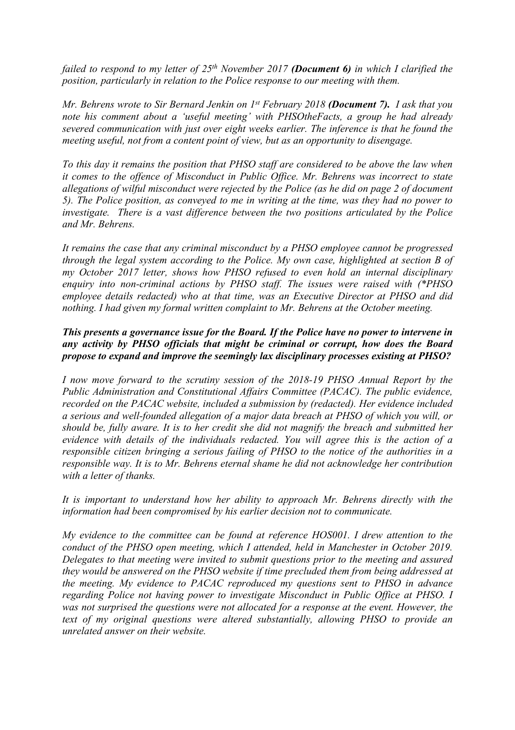*failed to respond to my letter of 25th November 2017 **(Document 6)** in which I clarified the position, particularly in relation to the Police response to our meeting with them.*

*Mr. Behrens wrote to Sir Bernard Jenkin on 1st February 2018 **(Document 7).** I ask that you note his comment about a 'useful meeting' with PHSOtheFacts, a group he had already severed communication with just over eight weeks earlier. The inference is that he found the meeting useful, not from a content point of view, but as an opportunity to disengage.*

*To this day it remains the position that PHSO staff are considered to be above the law when it comes to the offence of Misconduct in Public Office. Mr. Behrens was incorrect to state allegations of wilful misconduct were rejected by the Police (as he did on page 2 of document 5). The Police position, as conveyed to me in writing at the time, was they had no power to investigate. There is a vast difference between the two positions articulated by the Police and Mr. Behrens.*

*It remains the case that any criminal misconduct by a PHSO employee cannot be progressed through the legal system according to the Police. My own case, highlighted at section B of my October 2017 letter, shows how PHSO refused to even hold an internal disciplinary enquiry into non-criminal actions by PHSO staff. The issues were raised with (*PHSO employee details redacted) who at that time, was an Executive Director at PHSO and did nothing. I had given my formal written complaint to Mr. Behrens at the October meeting.*

***This presents a governance issue for the Board. If the Police have no power to intervene in any activity by PHSO officials that might be criminal or corrupt, how does the Board propose to expand and improve the seemingly lax disciplinary processes existing at PHSO?***

*I now move forward to the scrutiny session of the 2018-19 PHSO Annual Report by the Public Administration and Constitutional Affairs Committee (PACAC). The public evidence, recorded on the PACAC website, included a submission by (redacted). Her evidence included a serious and well-founded allegation of a major data breach at PHSO of which you will, or should be, fully aware. It is to her credit she did not magnify the breach and submitted her evidence with details of the individuals redacted. You will agree this is the action of a responsible citizen bringing a serious failing of PHSO to the notice of the authorities in a responsible way. It is to Mr. Behrens eternal shame he did not acknowledge her contribution with a letter of thanks.*

*It is important to understand how her ability to approach Mr. Behrens directly with the information had been compromised by his earlier decision not to communicate.*

*My evidence to the committee can be found at reference HOS001. I drew attention to the conduct of the PHSO open meeting, which I attended, held in Manchester in October 2019. Delegates to that meeting were invited to submit questions prior to the meeting and assured they would be answered on the PHSO website if time precluded them from being addressed at the meeting. My evidence to PACAC reproduced my questions sent to PHSO in advance regarding Police not having power to investigate Misconduct in Public Office at PHSO. I was not surprised the questions were not allocated for a response at the event. However, the text of my original questions were altered substantially, allowing PHSO to provide an unrelated answer on their website.*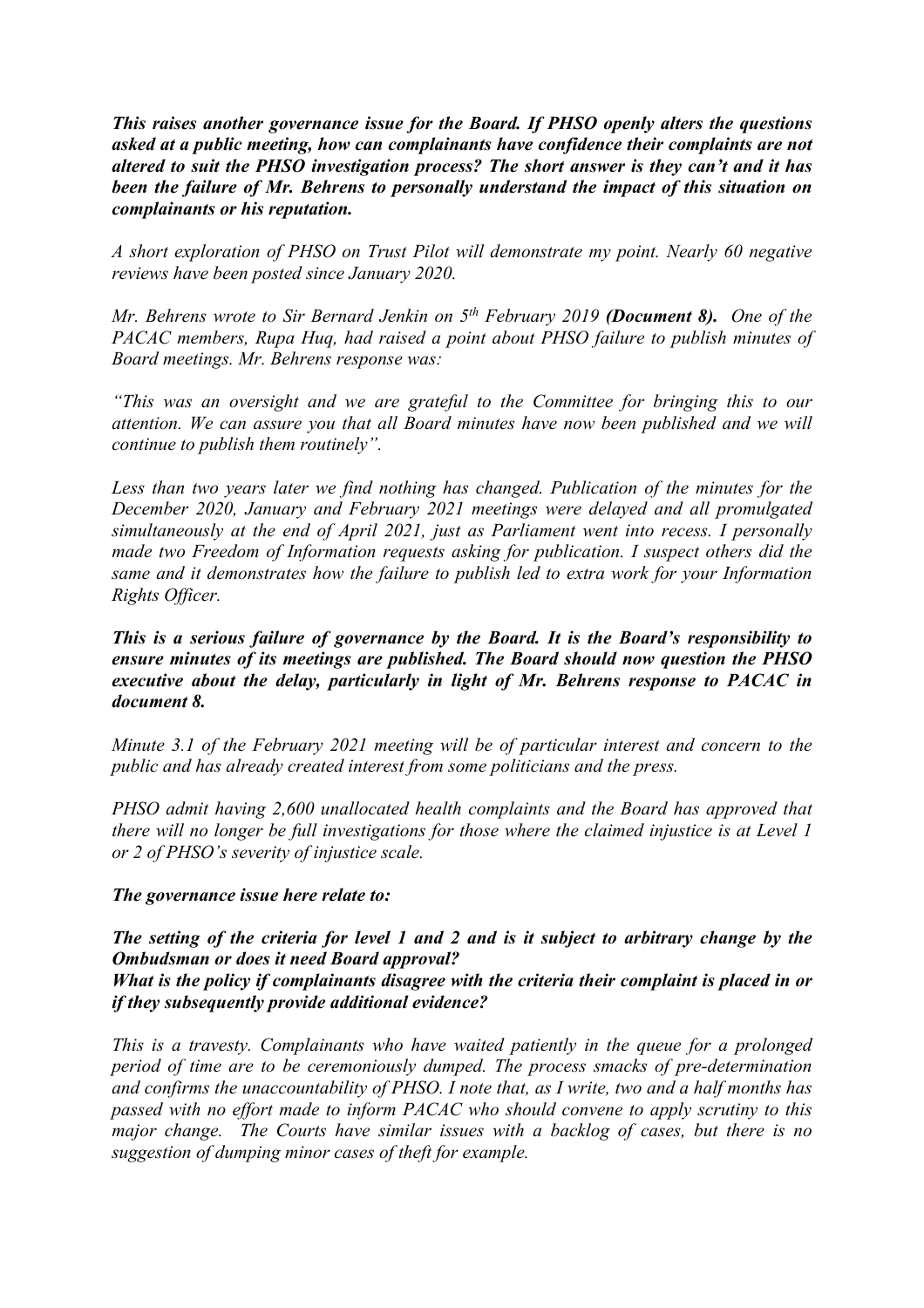***This raises another governance issue for the Board. If PHSO openly alters the questions asked at a public meeting, how can complainants have confidence their complaints are not altered to suit the PHSO investigation process? The short answer is they can't and it has been the failure of Mr. Behrens to personally understand the impact of this situation on complainants or his reputation.***

*A short exploration of PHSO on Trust Pilot will demonstrate my point. Nearly 60 negative reviews have been posted since January 2020.*

*Mr. Behrens wrote to Sir Bernard Jenkin on 5th February 2019* ***(Document 8).*** *One of the PACAC members, Rupa Huq, had raised a point about PHSO failure to publish minutes of Board meetings. Mr. Behrens response was:*

*"This was an oversight and we are grateful to the Committee for bringing this to our attention. We can assure you that all Board minutes have now been published and we will continue to publish them routinely".*

*Less than two years later we find nothing has changed. Publication of the minutes for the December 2020, January and February 2021 meetings were delayed and all promulgated simultaneously at the end of April 2021, just as Parliament went into recess. I personally made two Freedom of Information requests asking for publication. I suspect others did the same and it demonstrates how the failure to publish led to extra work for your Information Rights Officer.*

***This is a serious failure of governance by the Board. It is the Board's responsibility to ensure minutes of its meetings are published. The Board should now question the PHSO executive about the delay, particularly in light of Mr. Behrens response to PACAC in document 8.***

*Minute 3.1 of the February 2021 meeting will be of particular interest and concern to the public and has already created interest from some politicians and the press.*

*PHSO admit having 2,600 unallocated health complaints and the Board has approved that there will no longer be full investigations for those where the claimed injustice is at Level 1 or 2 of PHSO's severity of injustice scale.*

***The governance issue here relate to:***

***The setting of the criteria for level 1 and 2 and is it subject to arbitrary change by the Ombudsman or does it need Board approval?***
***What is the policy if complainants disagree with the criteria their complaint is placed in or if they subsequently provide additional evidence?***

*This is a travesty. Complainants who have waited patiently in the queue for a prolonged period of time are to be ceremoniously dumped. The process smacks of pre-determination and confirms the unaccountability of PHSO. I note that, as I write, two and a half months has passed with no effort made to inform PACAC who should convene to apply scrutiny to this major change. The Courts have similar issues with a backlog of cases, but there is no suggestion of dumping minor cases of theft for example.*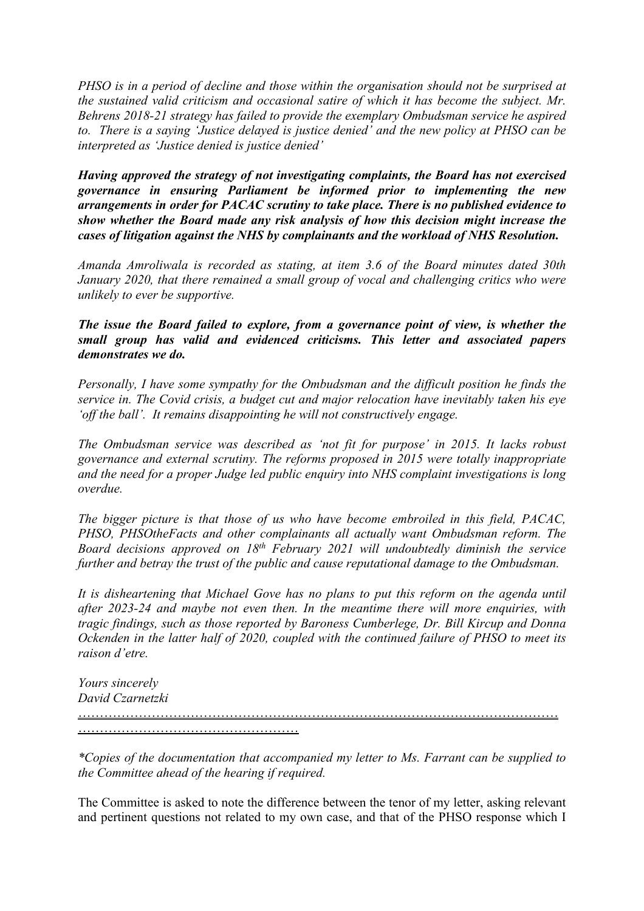*PHSO is in a period of decline and those within the organisation should not be surprised at the sustained valid criticism and occasional satire of which it has become the subject. Mr. Behrens 2018-21 strategy has failed to provide the exemplary Ombudsman service he aspired to. There is a saying 'Justice delayed is justice denied' and the new policy at PHSO can be interpreted as 'Justice denied is justice denied'*

***Having approved the strategy of not investigating complaints, the Board has not exercised governance in ensuring Parliament be informed prior to implementing the new arrangements in order for PACAC scrutiny to take place. There is no published evidence to show whether the Board made any risk analysis of how this decision might increase the cases of litigation against the NHS by complainants and the workload of NHS Resolution.***

*Amanda Amroliwala is recorded as stating, at item 3.6 of the Board minutes dated 30th January 2020, that there remained a small group of vocal and challenging critics who were unlikely to ever be supportive.*

***The issue the Board failed to explore, from a governance point of view, is whether the small group has valid and evidenced criticisms. This letter and associated papers demonstrates we do.***

*Personally, I have some sympathy for the Ombudsman and the difficult position he finds the service in. The Covid crisis, a budget cut and major relocation have inevitably taken his eye 'off the ball'. It remains disappointing he will not constructively engage.*

*The Ombudsman service was described as 'not fit for purpose' in 2015. It lacks robust governance and external scrutiny. The reforms proposed in 2015 were totally inappropriate and the need for a proper Judge led public enquiry into NHS complaint investigations is long overdue.*

*The bigger picture is that those of us who have become embroiled in this field, PACAC, PHSO, PHSOtheFacts and other complainants all actually want Ombudsman reform. The Board decisions approved on 18th February 2021 will undoubtedly diminish the service further and betray the trust of the public and cause reputational damage to the Ombudsman.*

*It is disheartening that Michael Gove has no plans to put this reform on the agenda until after 2023-24 and maybe not even then. In the meantime there will more enquiries, with tragic findings, such as those reported by Baroness Cumberlege, Dr. Bill Kircup and Donna Ockenden in the latter half of 2020, coupled with the continued failure of PHSO to meet its raison d'etre.*

*Yours sincerely*
*David Czarnetzki*

*………………………………………………………………………………………………………………………………………………*

*\*Copies of the documentation that accompanied my letter to Ms. Farrant can be supplied to the Committee ahead of the hearing if required.*

The Committee is asked to note the difference between the tenor of my letter, asking relevant and pertinent questions not related to my own case, and that of the PHSO response which I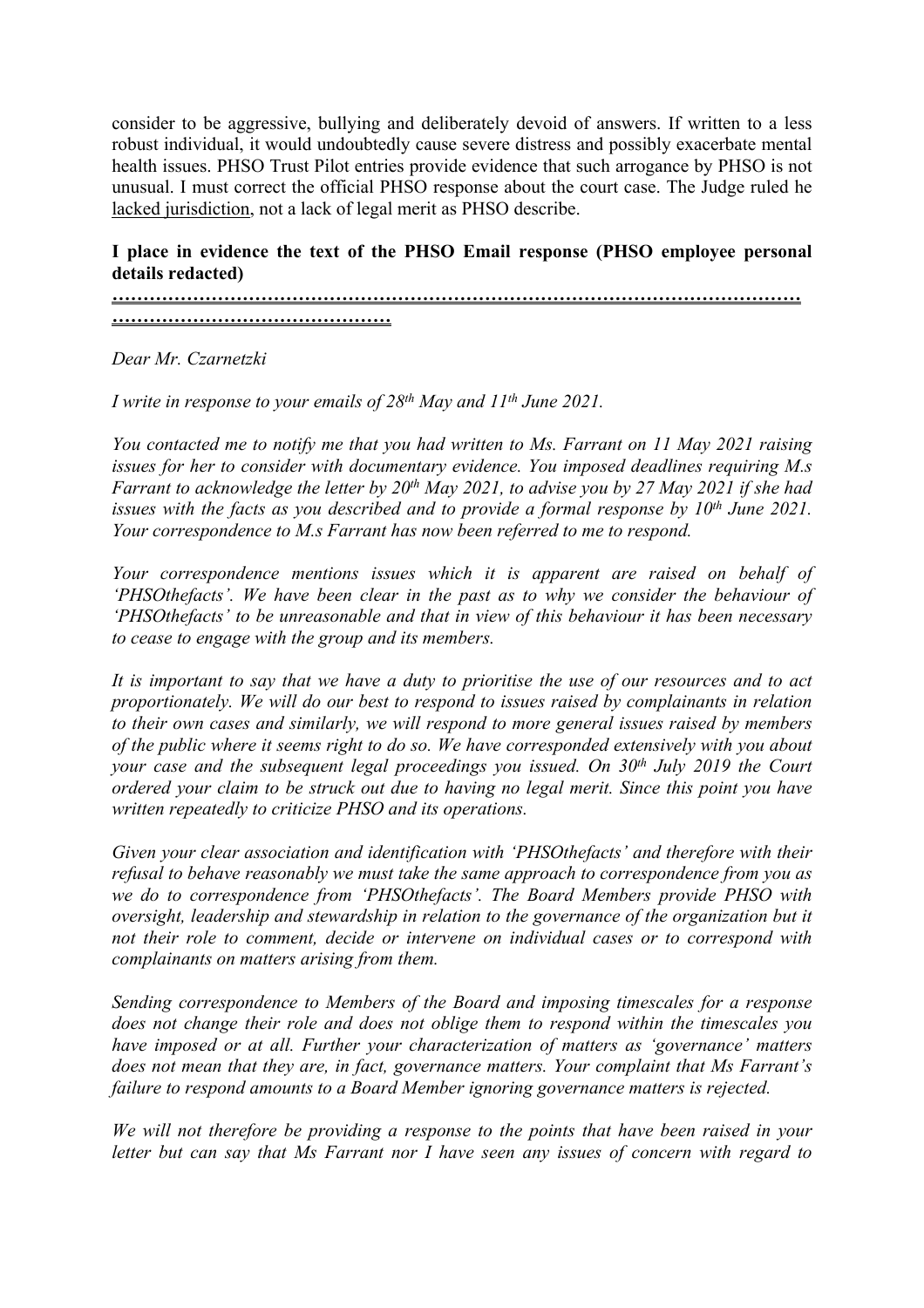consider to be aggressive, bullying and deliberately devoid of answers. If written to a less robust individual, it would undoubtedly cause severe distress and possibly exacerbate mental health issues. PHSO Trust Pilot entries provide evidence that such arrogance by PHSO is not unusual. I must correct the official PHSO response about the court case. The Judge ruled he lacked jurisdiction, not a lack of legal merit as PHSO describe.

**I place in evidence the text of the PHSO Email response (PHSO employee personal details redacted)**

**……………………………………………………………………………………………………… ………………………………………**

*Dear Mr. Czarnetzki*

*I write in response to your emails of 28th May and 11th June 2021.*

*You contacted me to notify me that you had written to Ms. Farrant on 11 May 2021 raising issues for her to consider with documentary evidence. You imposed deadlines requiring M.s Farrant to acknowledge the letter by 20th May 2021, to advise you by 27 May 2021 if she had issues with the facts as you described and to provide a formal response by 10th June 2021. Your correspondence to M.s Farrant has now been referred to me to respond.*

*Your correspondence mentions issues which it is apparent are raised on behalf of 'PHSOthefacts'. We have been clear in the past as to why we consider the behaviour of 'PHSOthefacts' to be unreasonable and that in view of this behaviour it has been necessary to cease to engage with the group and its members.*

*It is important to say that we have a duty to prioritise the use of our resources and to act proportionately. We will do our best to respond to issues raised by complainants in relation to their own cases and similarly, we will respond to more general issues raised by members of the public where it seems right to do so. We have corresponded extensively with you about your case and the subsequent legal proceedings you issued. On 30th July 2019 the Court ordered your claim to be struck out due to having no legal merit. Since this point you have written repeatedly to criticize PHSO and its operations.*

*Given your clear association and identification with 'PHSOthefacts' and therefore with their refusal to behave reasonably we must take the same approach to correspondence from you as we do to correspondence from 'PHSOthefacts'. The Board Members provide PHSO with oversight, leadership and stewardship in relation to the governance of the organization but it not their role to comment, decide or intervene on individual cases or to correspond with complainants on matters arising from them.*

*Sending correspondence to Members of the Board and imposing timescales for a response does not change their role and does not oblige them to respond within the timescales you have imposed or at all. Further your characterization of matters as 'governance' matters does not mean that they are, in fact, governance matters. Your complaint that Ms Farrant's failure to respond amounts to a Board Member ignoring governance matters is rejected.*

*We will not therefore be providing a response to the points that have been raised in your letter but can say that Ms Farrant nor I have seen any issues of concern with regard to*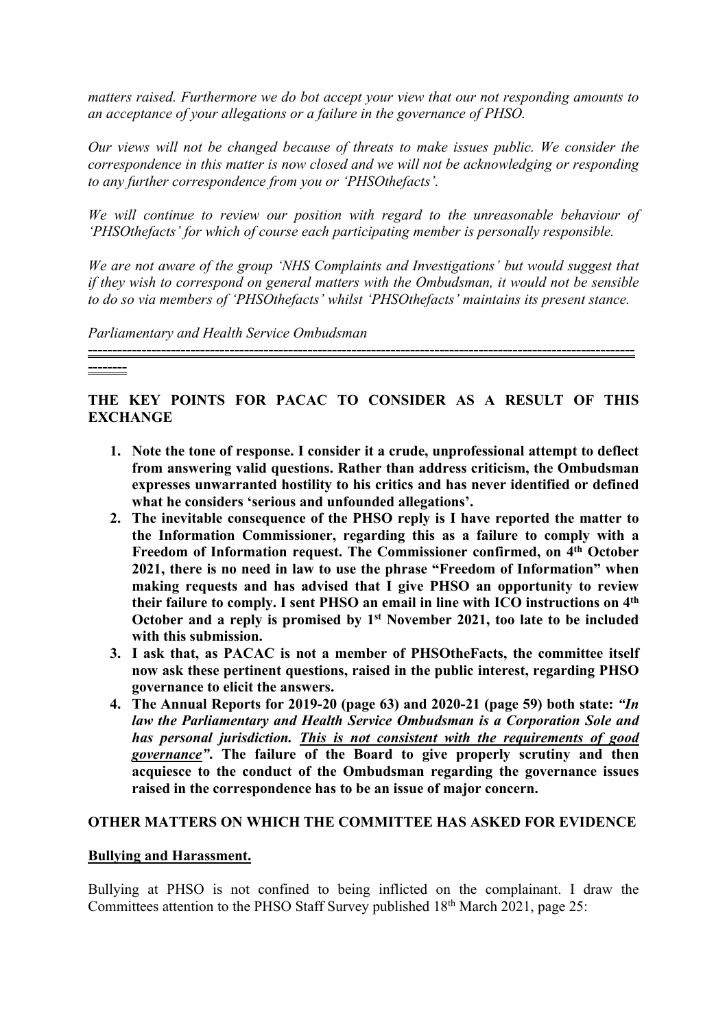*matters raised. Furthermore we do bot accept your view that our not responding amounts to an acceptance of your allegations or a failure in the governance of PHSO.*

*Our views will not be changed because of threats to make issues public. We consider the correspondence in this matter is now closed and we will not be acknowledging or responding to any further correspondence from you or 'PHSOthefacts'.*

*We will continue to review our position with regard to the unreasonable behaviour of 'PHSOthefacts' for which of course each participating member is personally responsible.*

*We are not aware of the group 'NHS Complaints and Investigations' but would suggest that if they wish to correspond on general matters with the Ombudsman, it would not be sensible to do so via members of 'PHSOthefacts' whilst 'PHSOthefacts' maintains its present stance.*

*Parliamentary and Health Service Ombudsman*

---

**THE KEY POINTS FOR PACAC TO CONSIDER AS A RESULT OF THIS EXCHANGE**

1. **Note the tone of response. I consider it a crude, unprofessional attempt to deflect from answering valid questions. Rather than address criticism, the Ombudsman expresses unwarranted hostility to his critics and has never identified or defined what he considers 'serious and unfounded allegations'.**
2. **The inevitable consequence of the PHSO reply is I have reported the matter to the Information Commissioner, regarding this as a failure to comply with a Freedom of Information request. The Commissioner confirmed, on 4th October 2021, there is no need in law to use the phrase "Freedom of Information" when making requests and has advised that I give PHSO an opportunity to review their failure to comply. I sent PHSO an email in line with ICO instructions on 4th October and a reply is promised by 1st November 2021, too late to be included with this submission.**
3. **I ask that, as PACAC is not a member of PHSOtheFacts, the committee itself now ask these pertinent questions, raised in the public interest, regarding PHSO governance to elicit the answers.**
4. **The Annual Reports for 2019-20 (page 63) and 2020-21 (page 59) both state:** ***"In law the Parliamentary and Health Service Ombudsman is a Corporation Sole and has personal jurisdiction. <u>This is not consistent with the requirements of good governance</u>".*** **The failure of the Board to give properly scrutiny and then acquiesce to the conduct of the Ombudsman regarding the governance issues raised in the correspondence has to be an issue of major concern.**

**OTHER MATTERS ON WHICH THE COMMITTEE HAS ASKED FOR EVIDENCE**

**<u>Bullying and Harassment.</u>**

Bullying at PHSO is not confined to being inflicted on the complainant. I draw the Committees attention to the PHSO Staff Survey published 18th March 2021, page 25: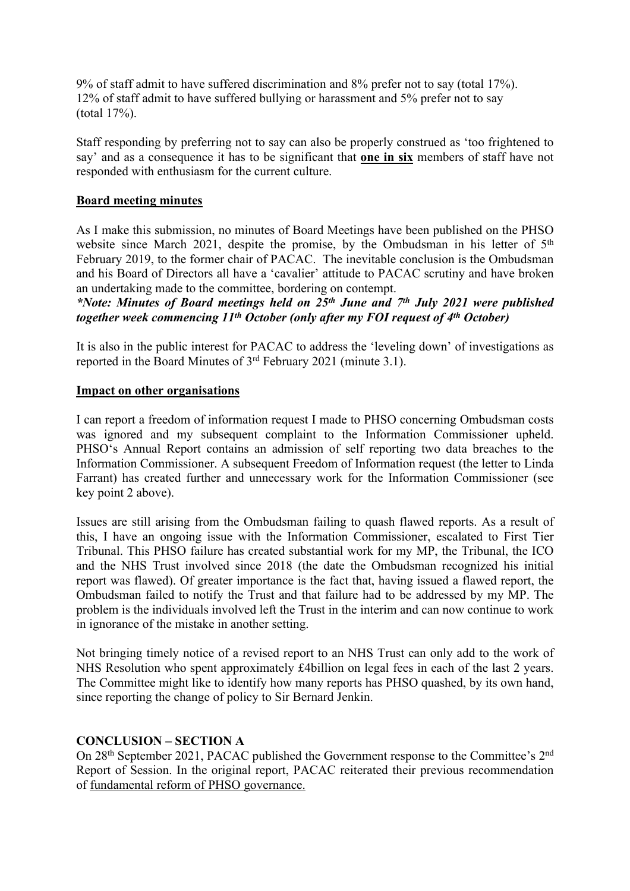9% of staff admit to have suffered discrimination and 8% prefer not to say (total 17%).
12% of staff admit to have suffered bullying or harassment and 5% prefer not to say (total 17%).

Staff responding by preferring not to say can also be properly construed as 'too frightened to say' and as a consequence it has to be significant that **one in six** members of staff have not responded with enthusiasm for the current culture.

**Board meeting minutes**

As I make this submission, no minutes of Board Meetings have been published on the PHSO website since March 2021, despite the promise, by the Ombudsman in his letter of 5th February 2019, to the former chair of PACAC. The inevitable conclusion is the Ombudsman and his Board of Directors all have a 'cavalier' attitude to PACAC scrutiny and have broken an undertaking made to the committee, bordering on contempt.
***Note: Minutes of Board meetings held on 25th June and 7th July 2021 were published together week commencing 11th October (only after my FOI request of 4th October)***

It is also in the public interest for PACAC to address the 'leveling down' of investigations as reported in the Board Minutes of 3rd February 2021 (minute 3.1).

**Impact on other organisations**

I can report a freedom of information request I made to PHSO concerning Ombudsman costs was ignored and my subsequent complaint to the Information Commissioner upheld. PHSO's Annual Report contains an admission of self reporting two data breaches to the Information Commissioner. A subsequent Freedom of Information request (the letter to Linda Farrant) has created further and unnecessary work for the Information Commissioner (see key point 2 above).

Issues are still arising from the Ombudsman failing to quash flawed reports. As a result of this, I have an ongoing issue with the Information Commissioner, escalated to First Tier Tribunal. This PHSO failure has created substantial work for my MP, the Tribunal, the ICO and the NHS Trust involved since 2018 (the date the Ombudsman recognized his initial report was flawed). Of greater importance is the fact that, having issued a flawed report, the Ombudsman failed to notify the Trust and that failure had to be addressed by my MP. The problem is the individuals involved left the Trust in the interim and can now continue to work in ignorance of the mistake in another setting.

Not bringing timely notice of a revised report to an NHS Trust can only add to the work of NHS Resolution who spent approximately £4billion on legal fees in each of the last 2 years. The Committee might like to identify how many reports has PHSO quashed, by its own hand, since reporting the change of policy to Sir Bernard Jenkin.

**CONCLUSION – SECTION A**

On 28th September 2021, PACAC published the Government response to the Committee's 2nd Report of Session. In the original report, PACAC reiterated their previous recommendation of fundamental reform of PHSO governance.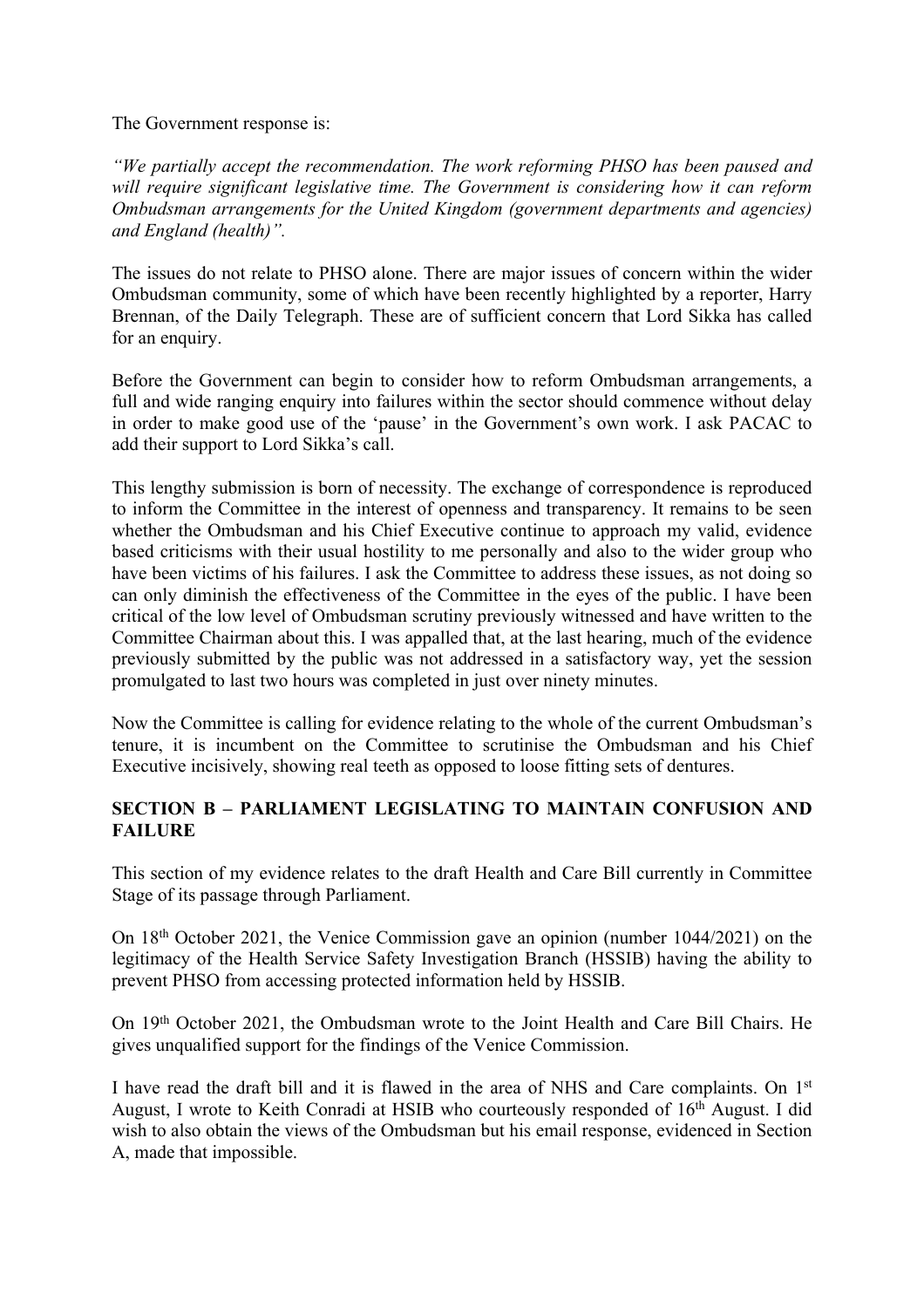The Government response is:

*"We partially accept the recommendation. The work reforming PHSO has been paused and will require significant legislative time. The Government is considering how it can reform Ombudsman arrangements for the United Kingdom (government departments and agencies) and England (health)".*

The issues do not relate to PHSO alone. There are major issues of concern within the wider Ombudsman community, some of which have been recently highlighted by a reporter, Harry Brennan, of the Daily Telegraph. These are of sufficient concern that Lord Sikka has called for an enquiry.

Before the Government can begin to consider how to reform Ombudsman arrangements, a full and wide ranging enquiry into failures within the sector should commence without delay in order to make good use of the 'pause' in the Government's own work. I ask PACAC to add their support to Lord Sikka's call.

This lengthy submission is born of necessity. The exchange of correspondence is reproduced to inform the Committee in the interest of openness and transparency. It remains to be seen whether the Ombudsman and his Chief Executive continue to approach my valid, evidence based criticisms with their usual hostility to me personally and also to the wider group who have been victims of his failures. I ask the Committee to address these issues, as not doing so can only diminish the effectiveness of the Committee in the eyes of the public. I have been critical of the low level of Ombudsman scrutiny previously witnessed and have written to the Committee Chairman about this. I was appalled that, at the last hearing, much of the evidence previously submitted by the public was not addressed in a satisfactory way, yet the session promulgated to last two hours was completed in just over ninety minutes.

Now the Committee is calling for evidence relating to the whole of the current Ombudsman's tenure, it is incumbent on the Committee to scrutinise the Ombudsman and his Chief Executive incisively, showing real teeth as opposed to loose fitting sets of dentures.

## SECTION B – PARLIAMENT LEGISLATING TO MAINTAIN CONFUSION AND FAILURE

This section of my evidence relates to the draft Health and Care Bill currently in Committee Stage of its passage through Parliament.

On 18th October 2021, the Venice Commission gave an opinion (number 1044/2021) on the legitimacy of the Health Service Safety Investigation Branch (HSSIB) having the ability to prevent PHSO from accessing protected information held by HSSIB.

On 19th October 2021, the Ombudsman wrote to the Joint Health and Care Bill Chairs. He gives unqualified support for the findings of the Venice Commission.

I have read the draft bill and it is flawed in the area of NHS and Care complaints. On 1st August, I wrote to Keith Conradi at HSIB who courteously responded of 16th August. I did wish to also obtain the views of the Ombudsman but his email response, evidenced in Section A, made that impossible.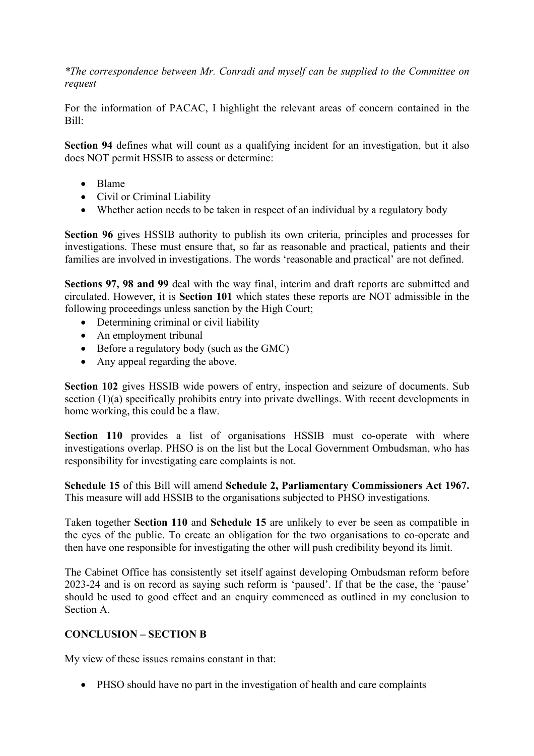*\*The correspondence between Mr. Conradi and myself can be supplied to the Committee on request*

For the information of PACAC, I highlight the relevant areas of concern contained in the Bill:

**Section 94** defines what will count as a qualifying incident for an investigation, but it also does NOT permit HSSIB to assess or determine:

- Blame
- Civil or Criminal Liability
- Whether action needs to be taken in respect of an individual by a regulatory body

**Section 96** gives HSSIB authority to publish its own criteria, principles and processes for investigations. These must ensure that, so far as reasonable and practical, patients and their families are involved in investigations. The words 'reasonable and practical' are not defined.

**Sections 97, 98 and 99** deal with the way final, interim and draft reports are submitted and circulated. However, it is **Section 101** which states these reports are NOT admissible in the following proceedings unless sanction by the High Court;

- Determining criminal or civil liability
- An employment tribunal
- Before a regulatory body (such as the GMC)
- Any appeal regarding the above.

**Section 102** gives HSSIB wide powers of entry, inspection and seizure of documents. Sub section (1)(a) specifically prohibits entry into private dwellings. With recent developments in home working, this could be a flaw.

**Section 110** provides a list of organisations HSSIB must co-operate with where investigations overlap. PHSO is on the list but the Local Government Ombudsman, who has responsibility for investigating care complaints is not.

**Schedule 15** of this Bill will amend **Schedule 2, Parliamentary Commissioners Act 1967.** This measure will add HSSIB to the organisations subjected to PHSO investigations.

Taken together **Section 110** and **Schedule 15** are unlikely to ever be seen as compatible in the eyes of the public. To create an obligation for the two organisations to co-operate and then have one responsible for investigating the other will push credibility beyond its limit.

The Cabinet Office has consistently set itself against developing Ombudsman reform before 2023-24 and is on record as saying such reform is 'paused'. If that be the case, the 'pause' should be used to good effect and an enquiry commenced as outlined in my conclusion to Section A.

**CONCLUSION – SECTION B**

My view of these issues remains constant in that:

- PHSO should have no part in the investigation of health and care complaints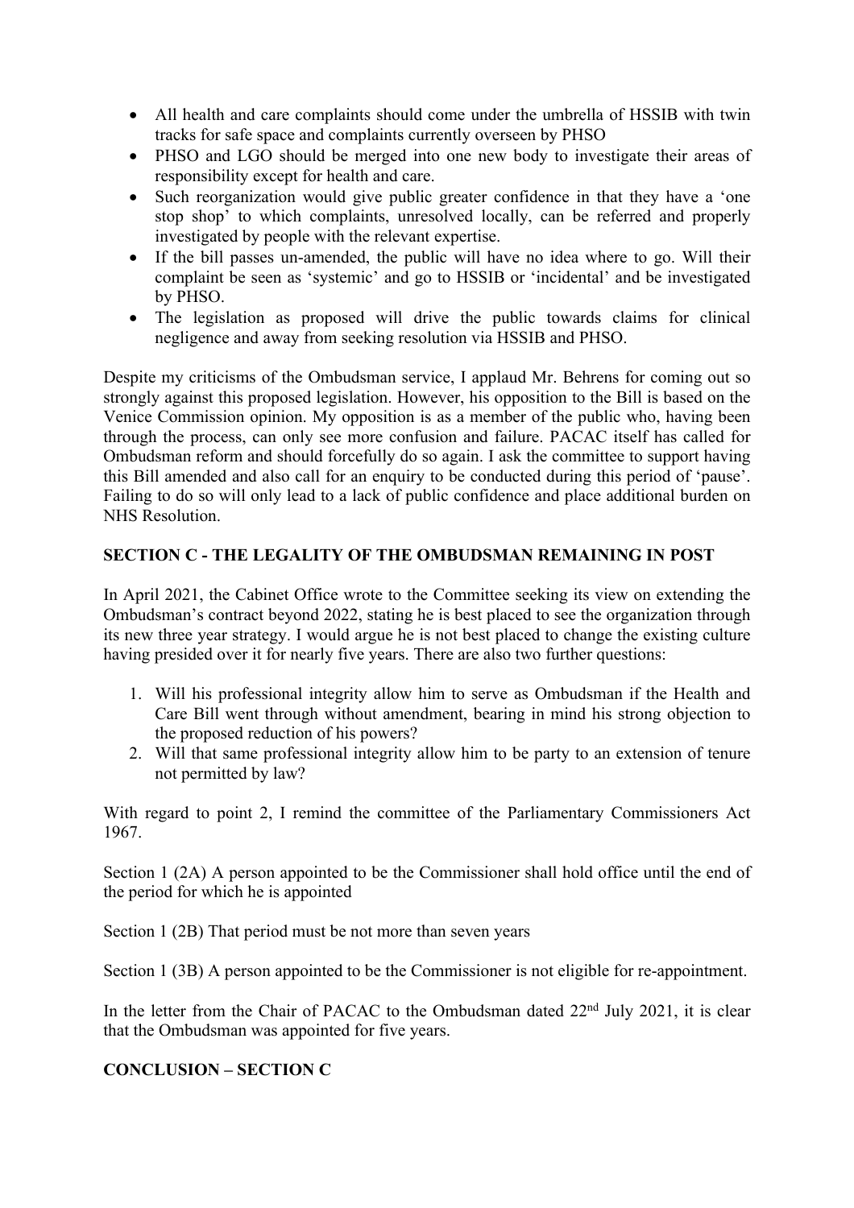- All health and care complaints should come under the umbrella of HSSIB with twin tracks for safe space and complaints currently overseen by PHSO
- PHSO and LGO should be merged into one new body to investigate their areas of responsibility except for health and care.
- Such reorganization would give public greater confidence in that they have a 'one stop shop' to which complaints, unresolved locally, can be referred and properly investigated by people with the relevant expertise.
- If the bill passes un-amended, the public will have no idea where to go. Will their complaint be seen as 'systemic' and go to HSSIB or 'incidental' and be investigated by PHSO.
- The legislation as proposed will drive the public towards claims for clinical negligence and away from seeking resolution via HSSIB and PHSO.

Despite my criticisms of the Ombudsman service, I applaud Mr. Behrens for coming out so strongly against this proposed legislation. However, his opposition to the Bill is based on the Venice Commission opinion. My opposition is as a member of the public who, having been through the process, can only see more confusion and failure. PACAC itself has called for Ombudsman reform and should forcefully do so again. I ask the committee to support having this Bill amended and also call for an enquiry to be conducted during this period of 'pause'. Failing to do so will only lead to a lack of public confidence and place additional burden on NHS Resolution.

**SECTION C - THE LEGALITY OF THE OMBUDSMAN REMAINING IN POST**

In April 2021, the Cabinet Office wrote to the Committee seeking its view on extending the Ombudsman's contract beyond 2022, stating he is best placed to see the organization through its new three year strategy. I would argue he is not best placed to change the existing culture having presided over it for nearly five years. There are also two further questions:

1. Will his professional integrity allow him to serve as Ombudsman if the Health and Care Bill went through without amendment, bearing in mind his strong objection to the proposed reduction of his powers?
2. Will that same professional integrity allow him to be party to an extension of tenure not permitted by law?

With regard to point 2, I remind the committee of the Parliamentary Commissioners Act 1967.

Section 1 (2A) A person appointed to be the Commissioner shall hold office until the end of the period for which he is appointed

Section 1 (2B) That period must be not more than seven years

Section 1 (3B) A person appointed to be the Commissioner is not eligible for re-appointment.

In the letter from the Chair of PACAC to the Ombudsman dated 22nd July 2021, it is clear that the Ombudsman was appointed for five years.

**CONCLUSION – SECTION C**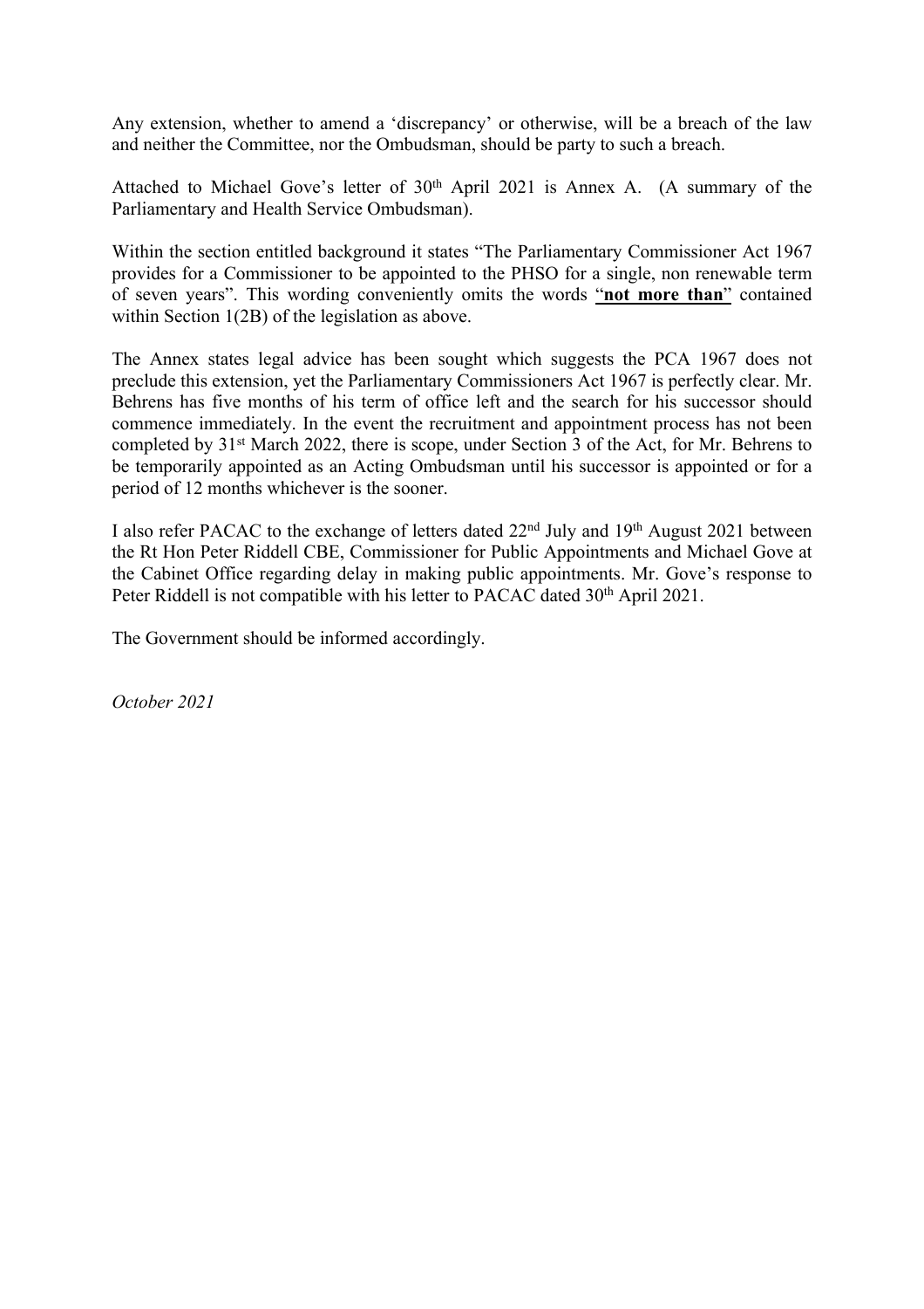Any extension, whether to amend a 'discrepancy' or otherwise, will be a breach of the law and neither the Committee, nor the Ombudsman, should be party to such a breach.

Attached to Michael Gove's letter of 30th April 2021 is Annex A. (A summary of the Parliamentary and Health Service Ombudsman).

Within the section entitled background it states "The Parliamentary Commissioner Act 1967 provides for a Commissioner to be appointed to the PHSO for a single, non renewable term of seven years". This wording conveniently omits the words "**not more than**" contained within Section 1(2B) of the legislation as above.

The Annex states legal advice has been sought which suggests the PCA 1967 does not preclude this extension, yet the Parliamentary Commissioners Act 1967 is perfectly clear. Mr. Behrens has five months of his term of office left and the search for his successor should commence immediately. In the event the recruitment and appointment process has not been completed by 31st March 2022, there is scope, under Section 3 of the Act, for Mr. Behrens to be temporarily appointed as an Acting Ombudsman until his successor is appointed or for a period of 12 months whichever is the sooner.

I also refer PACAC to the exchange of letters dated 22nd July and 19th August 2021 between the Rt Hon Peter Riddell CBE, Commissioner for Public Appointments and Michael Gove at the Cabinet Office regarding delay in making public appointments. Mr. Gove's response to Peter Riddell is not compatible with his letter to PACAC dated 30th April 2021.

The Government should be informed accordingly.

*October 2021*